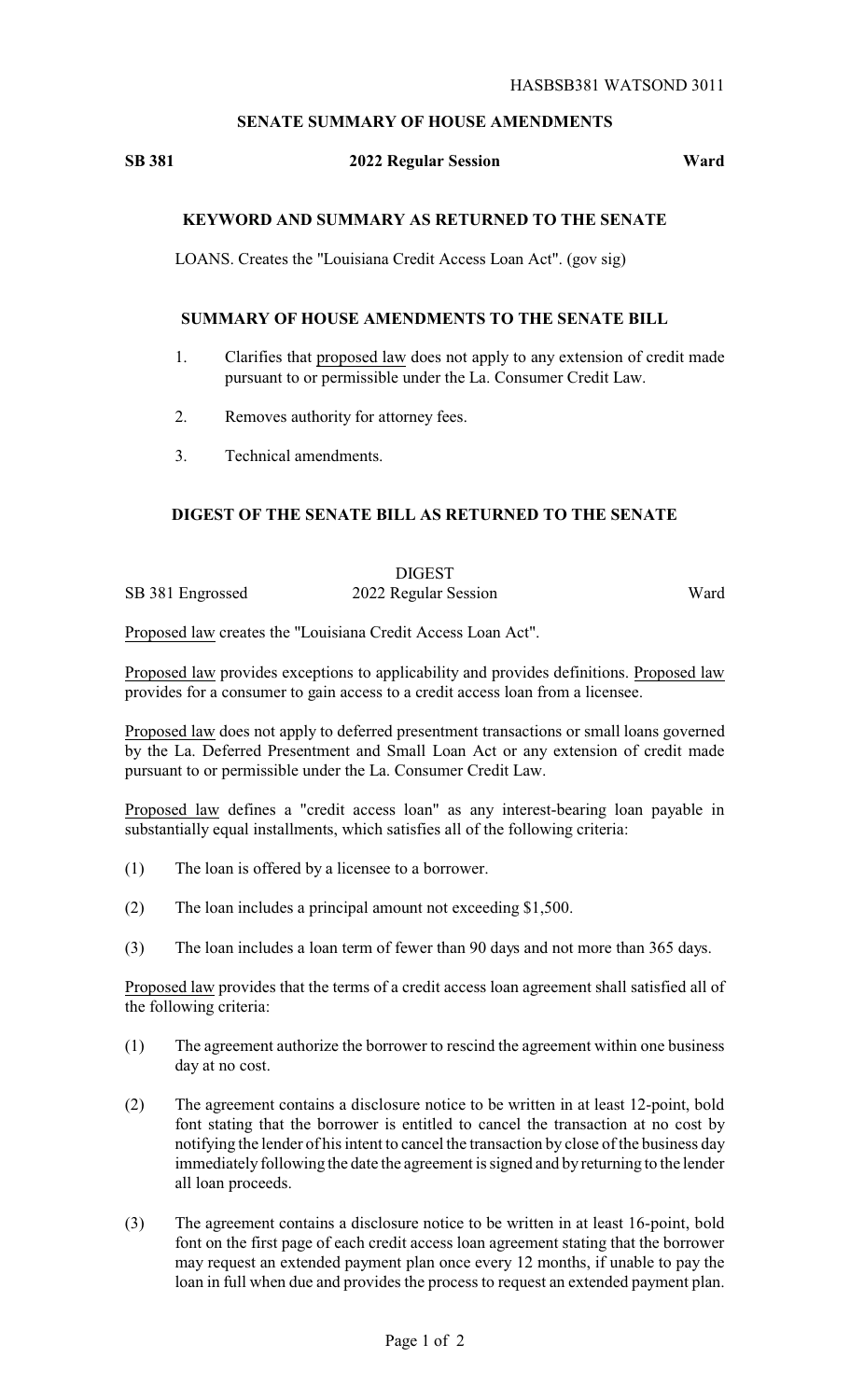HASBSB381 WATSOND 3011

## SENATE SUMMARY OF HOUSE AMENDMENTS

**SB 381** **2022 Regular Session** **Ward**

### KEYWORD AND SUMMARY AS RETURNED TO THE SENATE

LOANS. Creates the "Louisiana Credit Access Loan Act". (gov sig)

### SUMMARY OF HOUSE AMENDMENTS TO THE SENATE BILL

1. Clarifies that proposed law does not apply to any extension of credit made pursuant to or permissible under the La. Consumer Credit Law.
2. Removes authority for attorney fees.
3. Technical amendments.

### DIGEST OF THE SENATE BILL AS RETURNED TO THE SENATE

DIGEST

SB 381 Engrossed 2022 Regular Session Ward

Proposed law creates the "Louisiana Credit Access Loan Act".

Proposed law provides exceptions to applicability and provides definitions. Proposed law provides for a consumer to gain access to a credit access loan from a licensee.

Proposed law does not apply to deferred presentment transactions or small loans governed by the La. Deferred Presentment and Small Loan Act or any extension of credit made pursuant to or permissible under the La. Consumer Credit Law.

Proposed law defines a "credit access loan" as any interest-bearing loan payable in substantially equal installments, which satisfies all of the following criteria:

(1) The loan is offered by a licensee to a borrower.

(2) The loan includes a principal amount not exceeding $1,500.

(3) The loan includes a loan term of fewer than 90 days and not more than 365 days.

Proposed law provides that the terms of a credit access loan agreement shall satisfied all of the following criteria:

(1) The agreement authorize the borrower to rescind the agreement within one business day at no cost.

(2) The agreement contains a disclosure notice to be written in at least 12-point, bold font stating that the borrower is entitled to cancel the transaction at no cost by notifying the lender of his intent to cancel the transaction by close of the business day immediately following the date the agreement is signed and by returning to the lender all loan proceeds.

(3) The agreement contains a disclosure notice to be written in at least 16-point, bold font on the first page of each credit access loan agreement stating that the borrower may request an extended payment plan once every 12 months, if unable to pay the loan in full when due and provides the process to request an extended payment plan.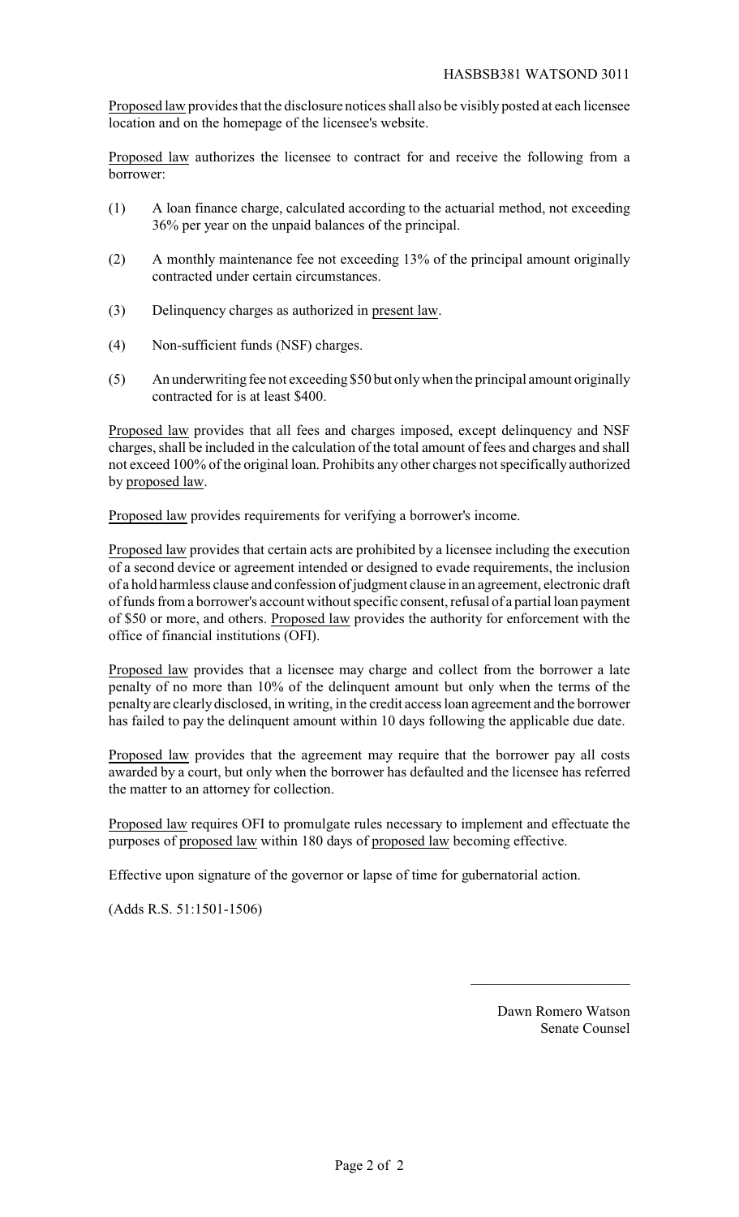Proposed law provides that the disclosure notices shall also be visibly posted at each licensee location and on the homepage of the licensee's website.

Proposed law authorizes the licensee to contract for and receive the following from a borrower:

(1) A loan finance charge, calculated according to the actuarial method, not exceeding 36% per year on the unpaid balances of the principal.

(2) A monthly maintenance fee not exceeding 13% of the principal amount originally contracted under certain circumstances.

(3) Delinquency charges as authorized in present law.

(4) Non-sufficient funds (NSF) charges.

(5) An underwriting fee not exceeding $50 but only when the principal amount originally contracted for is at least $400.

Proposed law provides that all fees and charges imposed, except delinquency and NSF charges, shall be included in the calculation of the total amount of fees and charges and shall not exceed 100% of the original loan. Prohibits any other charges not specifically authorized by proposed law.

Proposed law provides requirements for verifying a borrower's income.

Proposed law provides that certain acts are prohibited by a licensee including the execution of a second device or agreement intended or designed to evade requirements, the inclusion of a hold harmless clause and confession of judgment clause in an agreement, electronic draft of funds from a borrower's account without specific consent, refusal of a partial loan payment of $50 or more, and others. Proposed law provides the authority for enforcement with the office of financial institutions (OFI).

Proposed law provides that a licensee may charge and collect from the borrower a late penalty of no more than 10% of the delinquent amount but only when the terms of the penalty are clearly disclosed, in writing, in the credit access loan agreement and the borrower has failed to pay the delinquent amount within 10 days following the applicable due date.

Proposed law provides that the agreement may require that the borrower pay all costs awarded by a court, but only when the borrower has defaulted and the licensee has referred the matter to an attorney for collection.

Proposed law requires OFI to promulgate rules necessary to implement and effectuate the purposes of proposed law within 180 days of proposed law becoming effective.

Effective upon signature of the governor or lapse of time for gubernatorial action.

(Adds R.S. 51:1501-1506)

Dawn Romero Watson
Senate Counsel